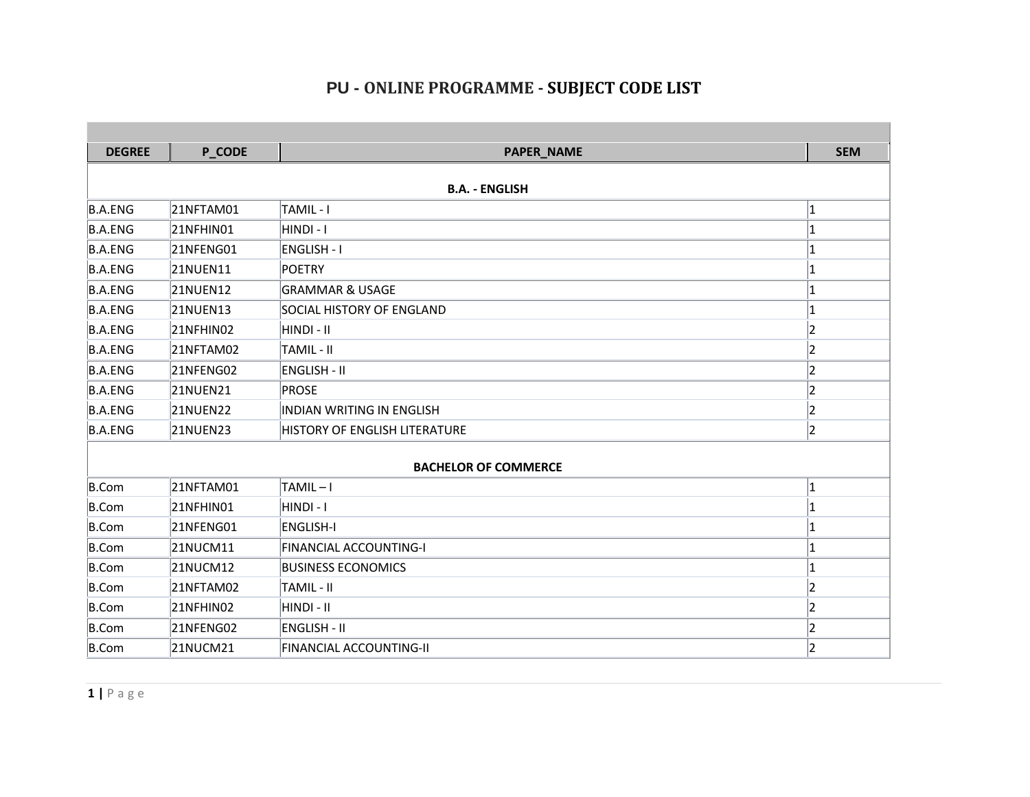# PU - ONLINE PROGRAMME - SUBJECT CODE LIST

| DEGREE | P_CODE | PAPER_NAME | SEM |
|---|---|---|---|
| | | **B.A. - ENGLISH** | |
| B.A.ENG | 21NFTAM01 | TAMIL - I | 1 |
| B.A.ENG | 21NFHIN01 | HINDI - I | 1 |
| B.A.ENG | 21NFENG01 | ENGLISH - I | 1 |
| B.A.ENG | 21NUEN11 | POETRY | 1 |
| B.A.ENG | 21NUEN12 | GRAMMAR & USAGE | 1 |
| B.A.ENG | 21NUEN13 | SOCIAL HISTORY OF ENGLAND | 1 |
| B.A.ENG | 21NFHIN02 | HINDI - II | 2 |
| B.A.ENG | 21NFTAM02 | TAMIL - II | 2 |
| B.A.ENG | 21NFENG02 | ENGLISH - II | 2 |
| B.A.ENG | 21NUEN21 | PROSE | 2 |
| B.A.ENG | 21NUEN22 | INDIAN WRITING IN ENGLISH | 2 |
| B.A.ENG | 21NUEN23 | HISTORY OF ENGLISH LITERATURE | 2 |
| | | **BACHELOR OF COMMERCE** | |
| B.Com | 21NFTAM01 | TAMIL – I | 1 |
| B.Com | 21NFHIN01 | HINDI - I | 1 |
| B.Com | 21NFENG01 | ENGLISH-I | 1 |
| B.Com | 21NUCM11 | FINANCIAL ACCOUNTING-I | 1 |
| B.Com | 21NUCM12 | BUSINESS ECONOMICS | 1 |
| B.Com | 21NFTAM02 | TAMIL - II | 2 |
| B.Com | 21NFHIN02 | HINDI - II | 2 |
| B.Com | 21NFENG02 | ENGLISH - II | 2 |
| B.Com | 21NUCM21 | FINANCIAL ACCOUNTING-II | 2 |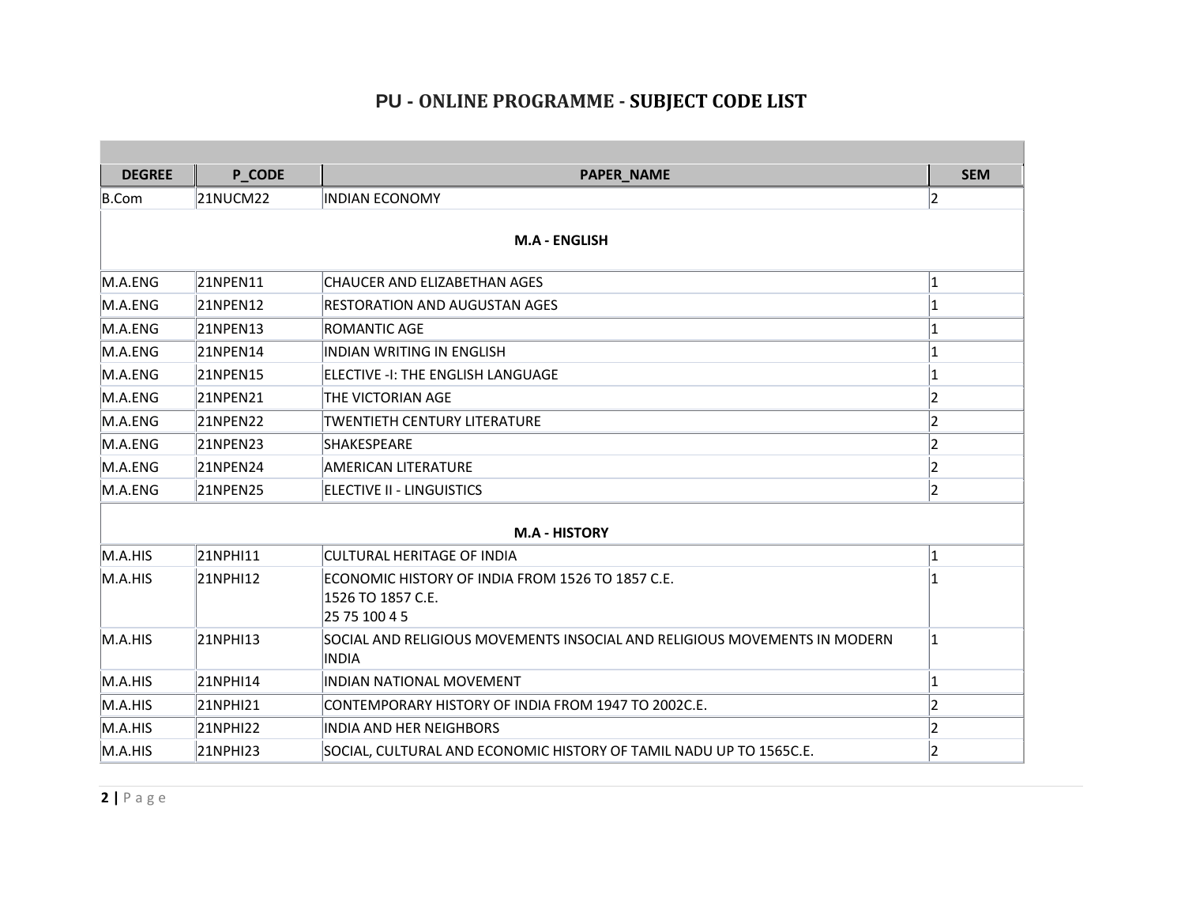# PU - ONLINE PROGRAMME - SUBJECT CODE LIST

| DEGREE | P_CODE | PAPER_NAME | SEM |
|---|---|---|---|
| B.Com | 21NUCM22 | INDIAN ECONOMY | 2 |
| | | **M.A - ENGLISH** | |
| M.A.ENG | 21NPEN11 | CHAUCER AND ELIZABETHAN AGES | 1 |
| M.A.ENG | 21NPEN12 | RESTORATION AND AUGUSTAN AGES | 1 |
| M.A.ENG | 21NPEN13 | ROMANTIC AGE | 1 |
| M.A.ENG | 21NPEN14 | INDIAN WRITING IN ENGLISH | 1 |
| M.A.ENG | 21NPEN15 | ELECTIVE -I: THE ENGLISH LANGUAGE | 1 |
| M.A.ENG | 21NPEN21 | THE VICTORIAN AGE | 2 |
| M.A.ENG | 21NPEN22 | TWENTIETH CENTURY LITERATURE | 2 |
| M.A.ENG | 21NPEN23 | SHAKESPEARE | 2 |
| M.A.ENG | 21NPEN24 | AMERICAN LITERATURE | 2 |
| M.A.ENG | 21NPEN25 | ELECTIVE II - LINGUISTICS | 2 |
| | | **M.A - HISTORY** | |
| M.A.HIS | 21NPHI11 | CULTURAL HERITAGE OF INDIA | 1 |
| M.A.HIS | 21NPHI12 | ECONOMIC HISTORY OF INDIA FROM 1526 TO 1857 C.E.<br>1526 TO 1857 C.E.<br>25 75 100 4 5 | 1 |
| M.A.HIS | 21NPHI13 | SOCIAL AND RELIGIOUS MOVEMENTS INSOCIAL AND RELIGIOUS MOVEMENTS IN MODERN INDIA | 1 |
| M.A.HIS | 21NPHI14 | INDIAN NATIONAL MOVEMENT | 1 |
| M.A.HIS | 21NPHI21 | CONTEMPORARY HISTORY OF INDIA FROM 1947 TO 2002C.E. | 2 |
| M.A.HIS | 21NPHI22 | INDIA AND HER NEIGHBORS | 2 |
| M.A.HIS | 21NPHI23 | SOCIAL, CULTURAL AND ECONOMIC HISTORY OF TAMIL NADU UP TO 1565C.E. | 2 |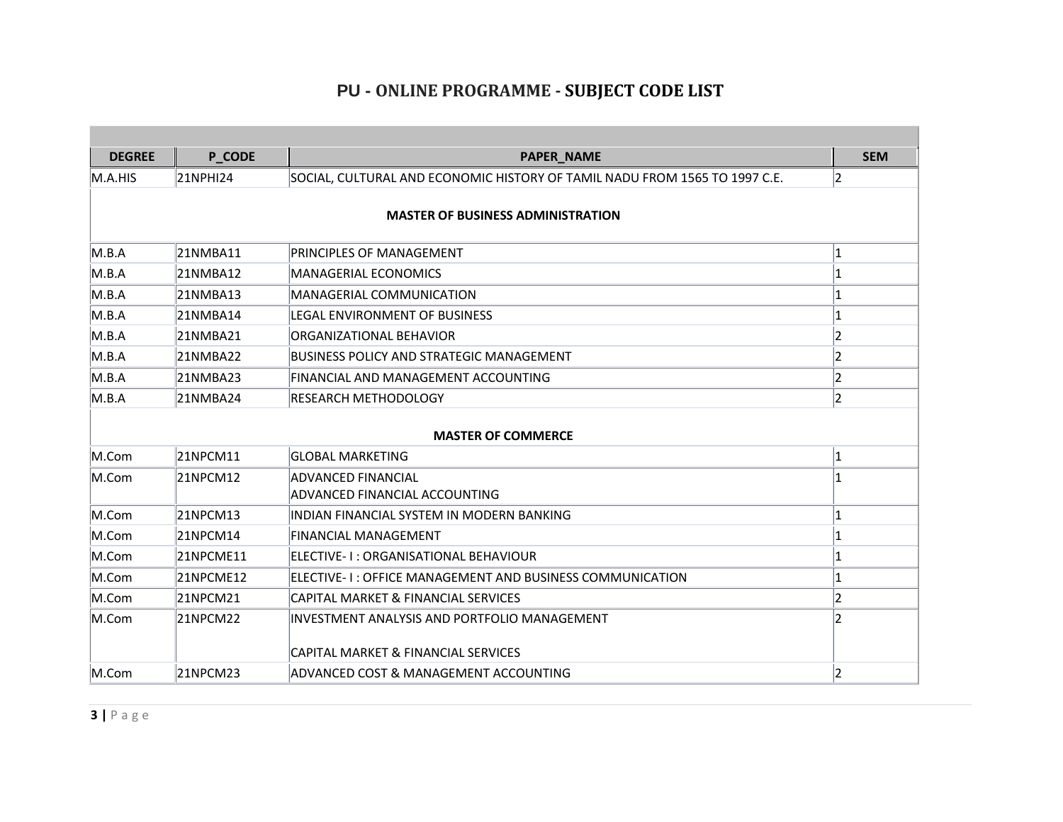# PU - ONLINE PROGRAMME - SUBJECT CODE LIST

| DEGREE | P_CODE | PAPER_NAME | SEM |
|---|---|---|---|
| M.A.HIS | 21NPHI24 | SOCIAL, CULTURAL AND ECONOMIC HISTORY OF TAMIL NADU FROM 1565 TO 1997 C.E. | 2 |
| | | **MASTER OF BUSINESS ADMINISTRATION** | |
| M.B.A | 21NMBA11 | PRINCIPLES OF MANAGEMENT | 1 |
| M.B.A | 21NMBA12 | MANAGERIAL ECONOMICS | 1 |
| M.B.A | 21NMBA13 | MANAGERIAL COMMUNICATION | 1 |
| M.B.A | 21NMBA14 | LEGAL ENVIRONMENT OF BUSINESS | 1 |
| M.B.A | 21NMBA21 | ORGANIZATIONAL BEHAVIOR | 2 |
| M.B.A | 21NMBA22 | BUSINESS POLICY AND STRATEGIC MANAGEMENT | 2 |
| M.B.A | 21NMBA23 | FINANCIAL AND MANAGEMENT ACCOUNTING | 2 |
| M.B.A | 21NMBA24 | RESEARCH METHODOLOGY | 2 |
| | | **MASTER OF COMMERCE** | |
| M.Com | 21NPCM11 | GLOBAL MARKETING | 1 |
| M.Com | 21NPCM12 | ADVANCED FINANCIAL<br>ADVANCED FINANCIAL ACCOUNTING | 1 |
| M.Com | 21NPCM13 | INDIAN FINANCIAL SYSTEM IN MODERN BANKING | 1 |
| M.Com | 21NPCM14 | FINANCIAL MANAGEMENT | 1 |
| M.Com | 21NPCME11 | ELECTIVE- I : ORGANISATIONAL BEHAVIOUR | 1 |
| M.Com | 21NPCME12 | ELECTIVE- I : OFFICE MANAGEMENT AND BUSINESS COMMUNICATION | 1 |
| M.Com | 21NPCM21 | CAPITAL MARKET & FINANCIAL SERVICES | 2 |
| M.Com | 21NPCM22 | INVESTMENT ANALYSIS AND PORTFOLIO MANAGEMENT<br><br>CAPITAL MARKET & FINANCIAL SERVICES | 2 |
| M.Com | 21NPCM23 | ADVANCED COST & MANAGEMENT ACCOUNTING | 2 |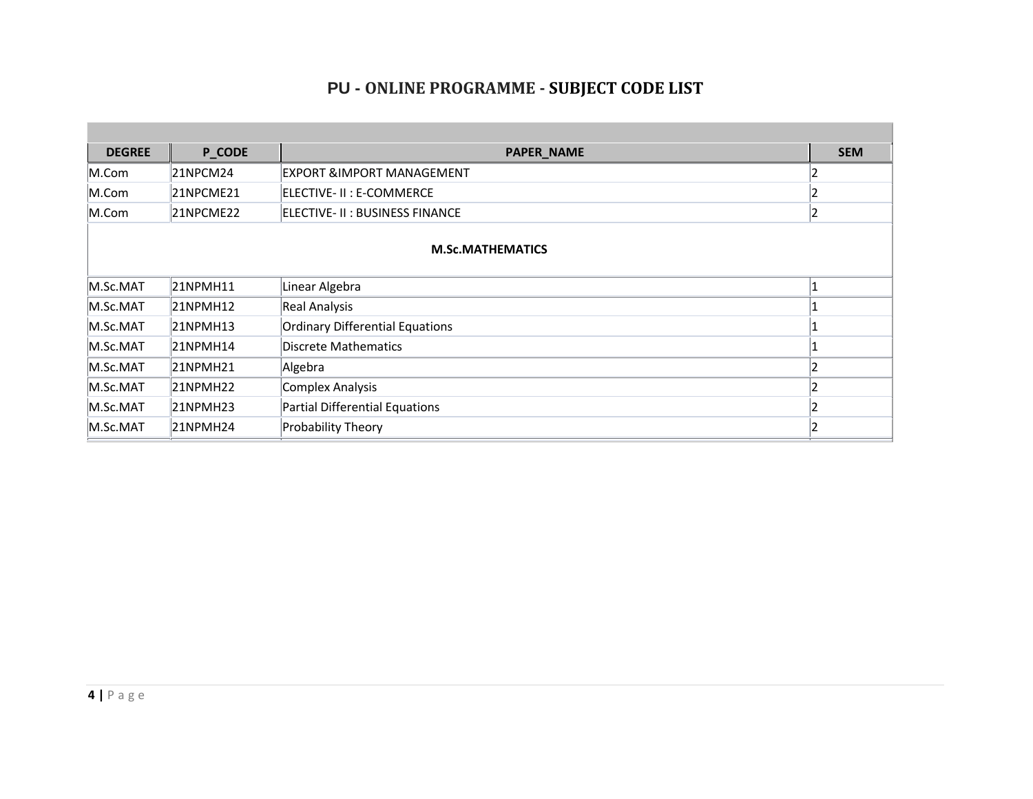# PU - ONLINE PROGRAMME - SUBJECT CODE LIST

| DEGREE | P_CODE | PAPER_NAME | SEM |
|---|---|---|---|
| M.Com | 21NPCM24 | EXPORT &IMPORT MANAGEMENT | 2 |
| M.Com | 21NPCME21 | ELECTIVE- II : E-COMMERCE | 2 |
| M.Com | 21NPCME22 | ELECTIVE- II : BUSINESS FINANCE | 2 |
| | | **M.Sc.MATHEMATICS** | |
| M.Sc.MAT | 21NPMH11 | Linear Algebra | 1 |
| M.Sc.MAT | 21NPMH12 | Real Analysis | 1 |
| M.Sc.MAT | 21NPMH13 | Ordinary Differential Equations | 1 |
| M.Sc.MAT | 21NPMH14 | Discrete Mathematics | 1 |
| M.Sc.MAT | 21NPMH21 | Algebra | 2 |
| M.Sc.MAT | 21NPMH22 | Complex Analysis | 2 |
| M.Sc.MAT | 21NPMH23 | Partial Differential Equations | 2 |
| M.Sc.MAT | 21NPMH24 | Probability Theory | 2 |